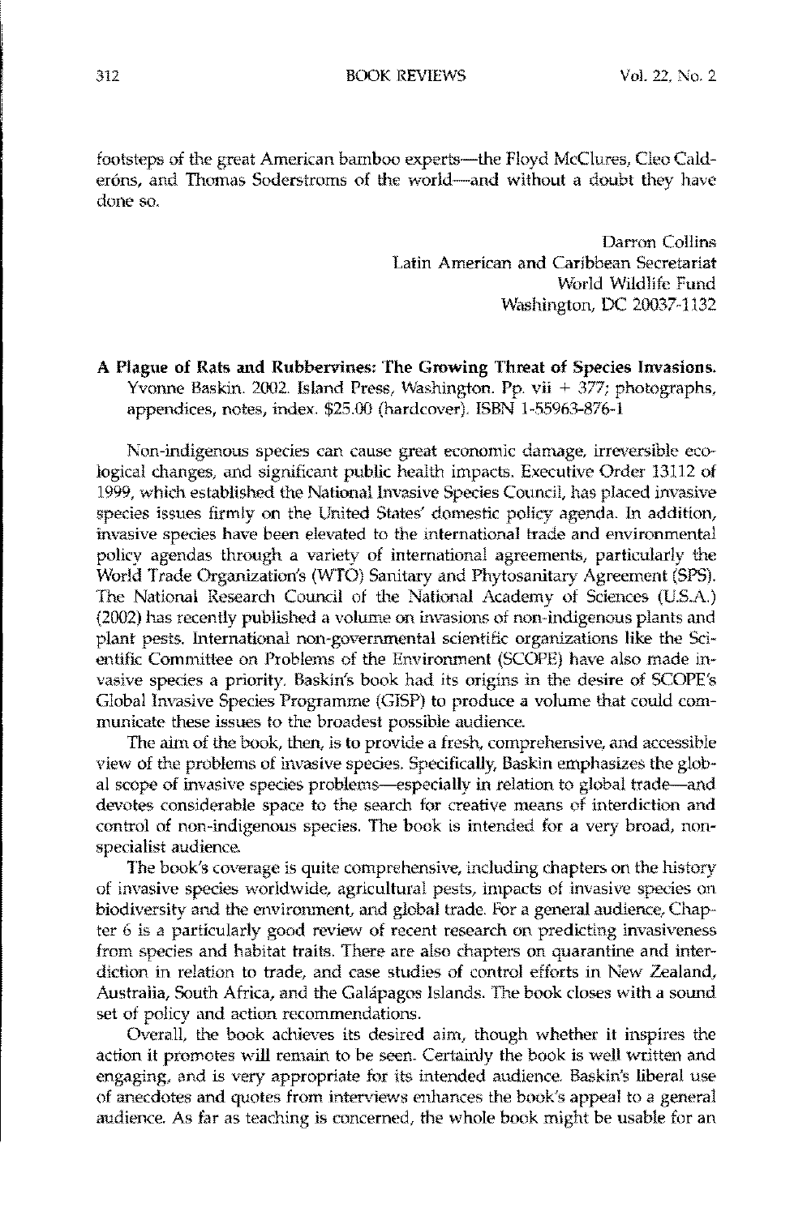footsteps of the great American bamboo experts—the Floyd McClures, Cleo Calderóns, and Thomas Soderstroms of the world—and without a doubt they have done so.

Darron Collins
Latin American and Caribbean Secretariat
World Wildlife Fund
Washington, DC 20037-1132

**A Plague of Rats and Rubbervines: The Growing Threat of Species Invasions.** Yvonne Baskin. 2002. Island Press, Washington. Pp. vii + 377; photographs, appendices, notes, index. $25.00 (hardcover). ISBN 1-55963-876-1

Non-indigenous species can cause great economic damage, irreversible ecological changes, and significant public health impacts. Executive Order 13112 of 1999, which established the National Invasive Species Council, has placed invasive species issues firmly on the United States' domestic policy agenda. In addition, invasive species have been elevated to the international trade and environmental policy agendas through a variety of international agreements, particularly the World Trade Organization's (WTO) Sanitary and Phytosanitary Agreement (SPS). The National Research Council of the National Academy of Sciences (U.S.A.) (2002) has recently published a volume on invasions of non-indigenous plants and plant pests. International non-governmental scientific organizations like the Scientific Committee on Problems of the Environment (SCOPE) have also made invasive species a priority. Baskin's book had its origins in the desire of SCOPE's Global Invasive Species Programme (GISP) to produce a volume that could communicate these issues to the broadest possible audience.

The aim of the book, then, is to provide a fresh, comprehensive, and accessible view of the problems of invasive species. Specifically, Baskin emphasizes the global scope of invasive species problems—especially in relation to global trade—and devotes considerable space to the search for creative means of interdiction and control of non-indigenous species. The book is intended for a very broad, non-specialist audience.

The book's coverage is quite comprehensive, including chapters on the history of invasive species worldwide, agricultural pests, impacts of invasive species on biodiversity and the environment, and global trade. For a general audience, Chapter 6 is a particularly good review of recent research on predicting invasiveness from species and habitat traits. There are also chapters on quarantine and interdiction in relation to trade, and case studies of control efforts in New Zealand, Australia, South Africa, and the Galápagos Islands. The book closes with a sound set of policy and action recommendations.

Overall, the book achieves its desired aim, though whether it inspires the action it promotes will remain to be seen. Certainly the book is well written and engaging, and is very appropriate for its intended audience. Baskin's liberal use of anecdotes and quotes from interviews enhances the book's appeal to a general audience. As far as teaching is concerned, the whole book might be usable for an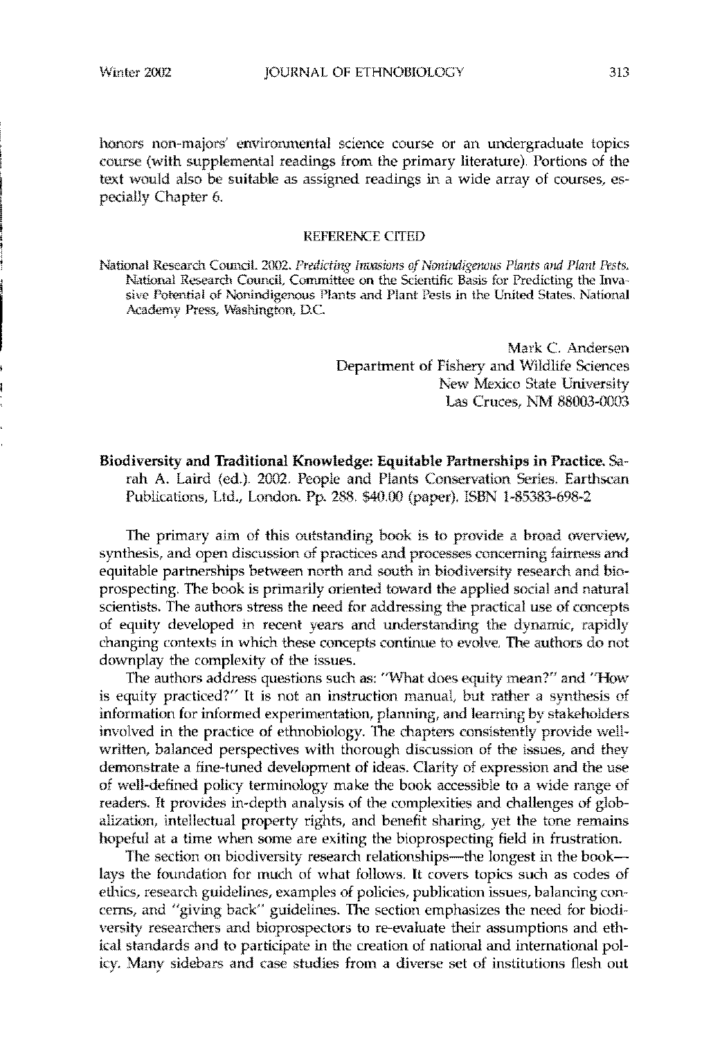honors non-majors' environmental science course or an undergraduate topics course (with supplemental readings from the primary literature). Portions of the text would also be suitable as assigned readings in a wide array of courses, especially Chapter 6.

## REFERENCE CITED

National Research Council. 2002. *Predicting Invasions of Nonindigenous Plants and Plant Pests.* National Research Council, Committee on the Scientific Basis for Predicting the Invasive Potential of Nonindigenous Plants and Plant Pests in the United States. National Academy Press, Washington, D.C.

Mark C. Andersen
Department of Fishery and Wildlife Sciences
New Mexico State University
Las Cruces, NM 88003-0003

**Biodiversity and Traditional Knowledge: Equitable Partnerships in Practice.** Sarah A. Laird (ed.). 2002. People and Plants Conservation Series. Earthscan Publications, Ltd., London. Pp. 288. $40.00 (paper). ISBN 1-85383-698-2

The primary aim of this outstanding book is to provide a broad overview, synthesis, and open discussion of practices and processes concerning fairness and equitable partnerships between north and south in biodiversity research and bioprospecting. The book is primarily oriented toward the applied social and natural scientists. The authors stress the need for addressing the practical use of concepts of equity developed in recent years and understanding the dynamic, rapidly changing contexts in which these concepts continue to evolve. The authors do not downplay the complexity of the issues.

The authors address questions such as: "What does equity mean?" and "How is equity practiced?" It is not an instruction manual, but rather a synthesis of information for informed experimentation, planning, and learning by stakeholders involved in the practice of ethnobiology. The chapters consistently provide well-written, balanced perspectives with thorough discussion of the issues, and they demonstrate a fine-tuned development of ideas. Clarity of expression and the use of well-defined policy terminology make the book accessible to a wide range of readers. It provides in-depth analysis of the complexities and challenges of globalization, intellectual property rights, and benefit sharing, yet the tone remains hopeful at a time when some are exiting the bioprospecting field in frustration.

The section on biodiversity research relationships—the longest in the book—lays the foundation for much of what follows. It covers topics such as codes of ethics, research guidelines, examples of policies, publication issues, balancing concerns, and "giving back" guidelines. The section emphasizes the need for biodiversity researchers and bioprospectors to re-evaluate their assumptions and ethical standards and to participate in the creation of national and international policy. Many sidebars and case studies from a diverse set of institutions flesh out